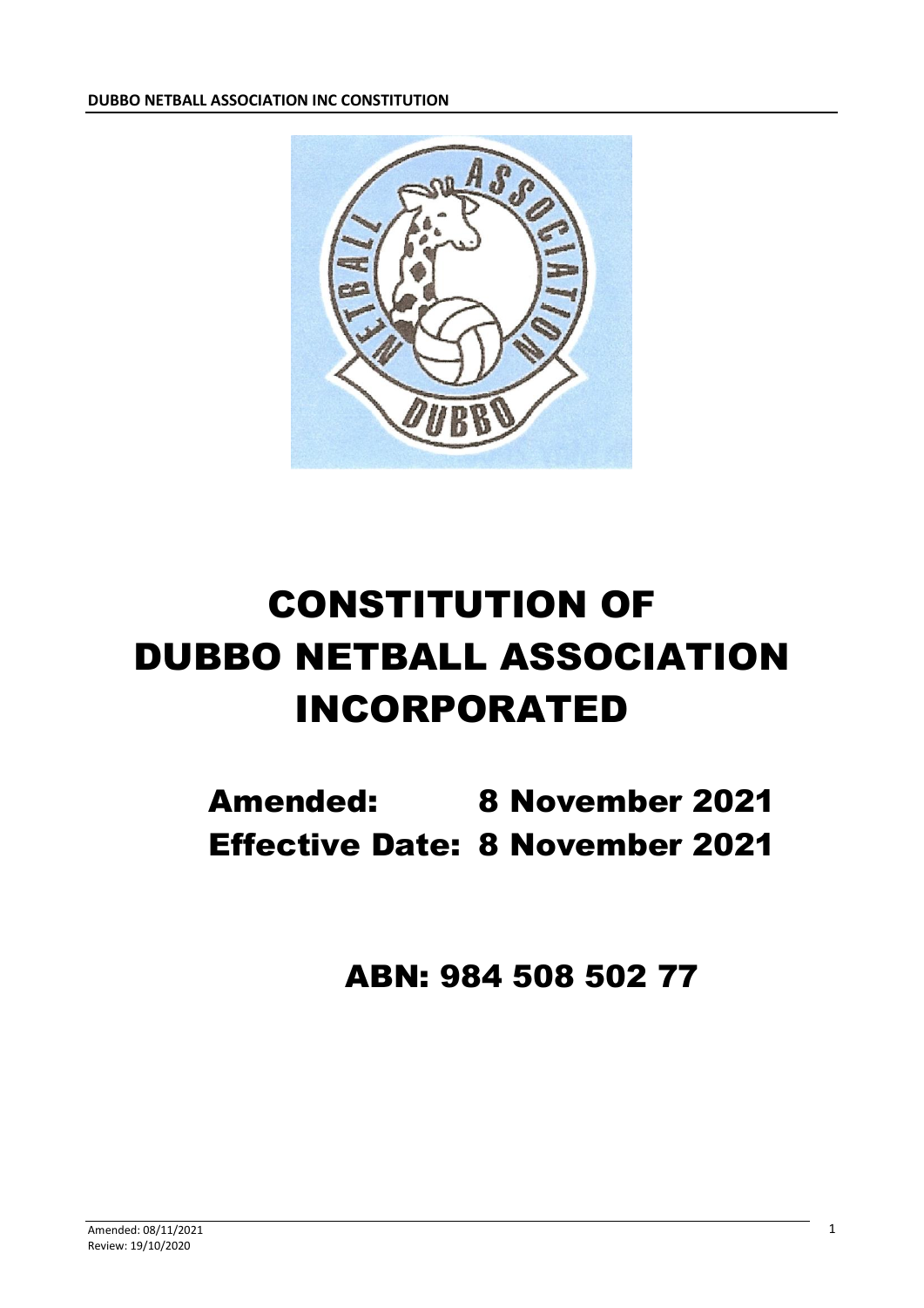# CONSTITUTION OF DUBBO NETBALL ASSOCIATION INCORPORATED

**Amended: 8 November 2021**
**Effective Date: 8 November 2021**

**ABN: 984 508 502 77**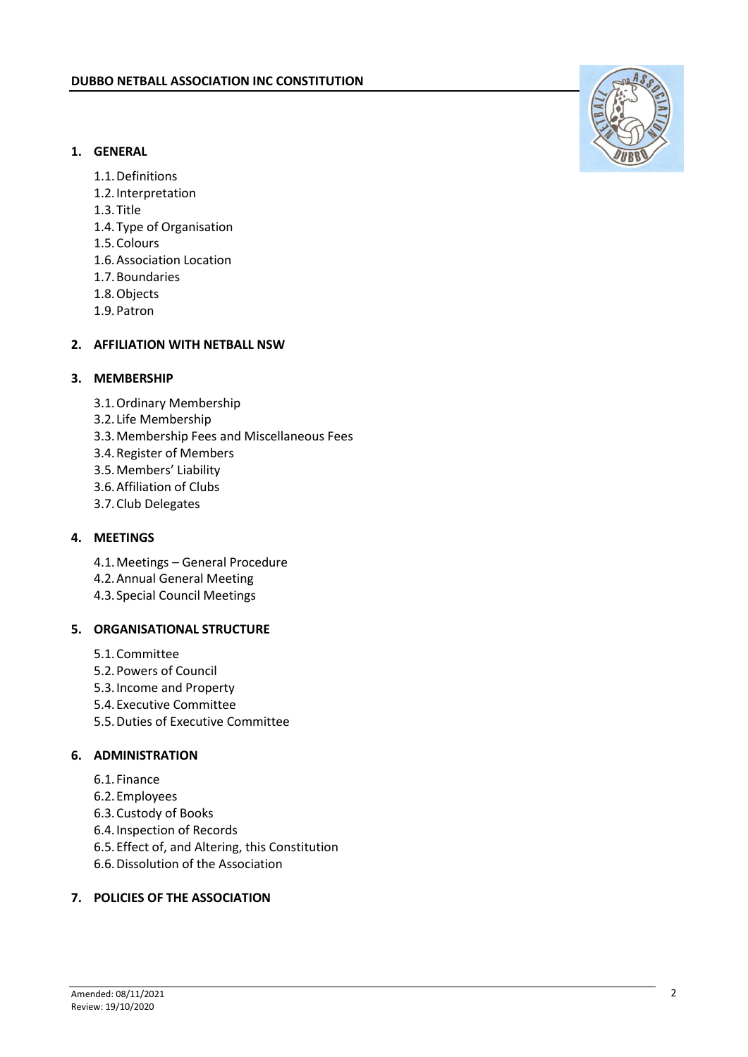**DUBBO NETBALL ASSOCIATION INC CONSTITUTION**

1. **GENERAL**
    - 1.1. Definitions
    - 1.2. Interpretation
    - 1.3. Title
    - 1.4. Type of Organisation
    - 1.5. Colours
    - 1.6. Association Location
    - 1.7. Boundaries
    - 1.8. Objects
    - 1.9. Patron

2. **AFFILIATION WITH NETBALL NSW**

3. **MEMBERSHIP**
    - 3.1. Ordinary Membership
    - 3.2. Life Membership
    - 3.3. Membership Fees and Miscellaneous Fees
    - 3.4. Register of Members
    - 3.5. Members' Liability
    - 3.6. Affiliation of Clubs
    - 3.7. Club Delegates

4. **MEETINGS**
    - 4.1. Meetings – General Procedure
    - 4.2. Annual General Meeting
    - 4.3. Special Council Meetings

5. **ORGANISATIONAL STRUCTURE**
    - 5.1. Committee
    - 5.2. Powers of Council
    - 5.3. Income and Property
    - 5.4. Executive Committee
    - 5.5. Duties of Executive Committee

6. **ADMINISTRATION**
    - 6.1. Finance
    - 6.2. Employees
    - 6.3. Custody of Books
    - 6.4. Inspection of Records
    - 6.5. Effect of, and Altering, this Constitution
    - 6.6. Dissolution of the Association

7. **POLICIES OF THE ASSOCIATION**

Amended: 08/11/2021
Review: 19/10/2020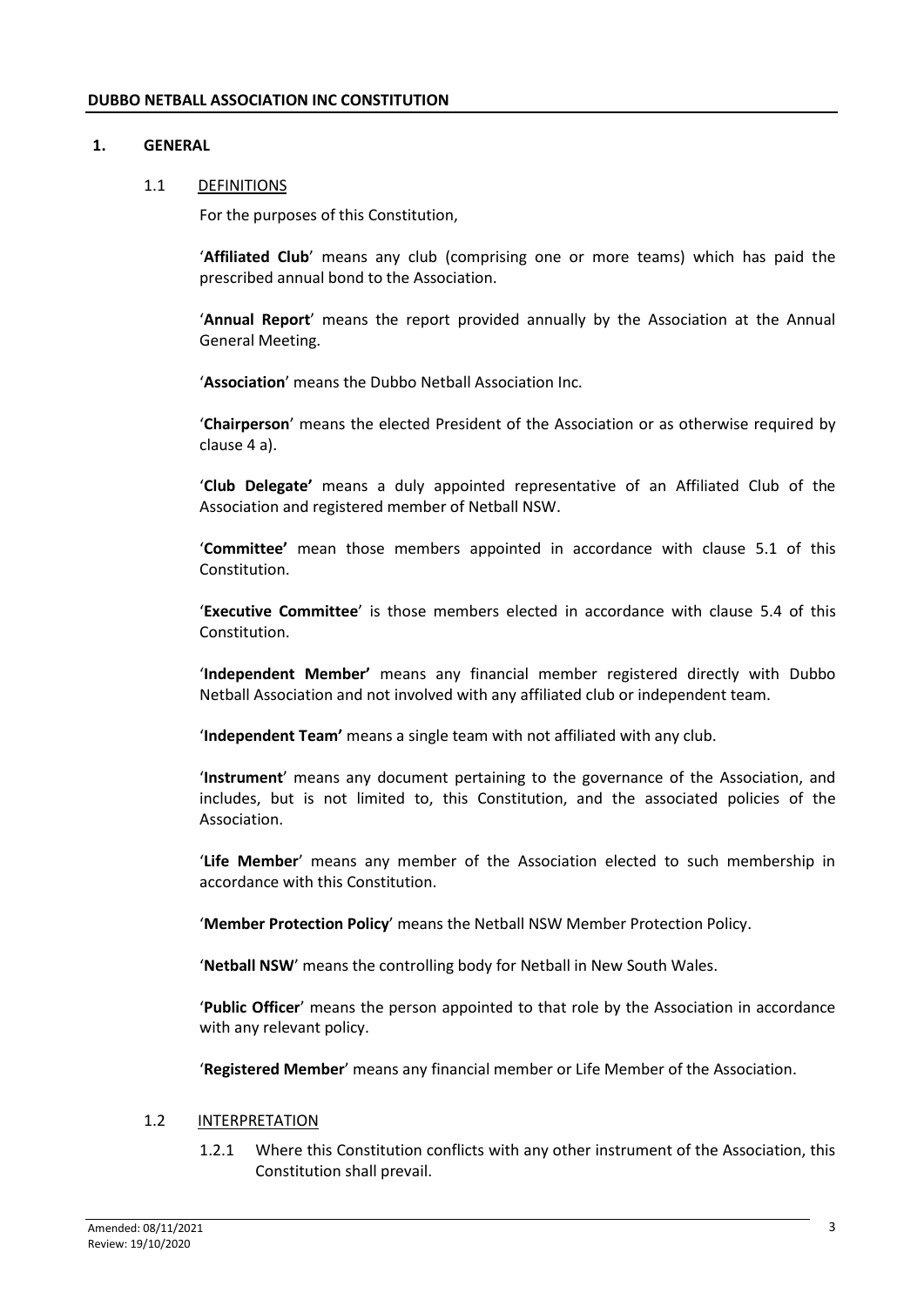**DUBBO NETBALL ASSOCIATION INC CONSTITUTION**

## 1. GENERAL

### 1.1 DEFINITIONS

For the purposes of this Constitution,

'**Affiliated Club**' means any club (comprising one or more teams) which has paid the prescribed annual bond to the Association.

'**Annual Report**' means the report provided annually by the Association at the Annual General Meeting.

'**Association**' means the Dubbo Netball Association Inc.

'**Chairperson**' means the elected President of the Association or as otherwise required by clause 4 a).

'**Club Delegate'** means a duly appointed representative of an Affiliated Club of the Association and registered member of Netball NSW.

'**Committee'** mean those members appointed in accordance with clause 5.1 of this Constitution.

'**Executive Committee**' is those members elected in accordance with clause 5.4 of this Constitution.

'**Independent Member'** means any financial member registered directly with Dubbo Netball Association and not involved with any affiliated club or independent team.

'**Independent Team'** means a single team with not affiliated with any club.

'**Instrument**' means any document pertaining to the governance of the Association, and includes, but is not limited to, this Constitution, and the associated policies of the Association.

'**Life Member**' means any member of the Association elected to such membership in accordance with this Constitution.

'**Member Protection Policy**' means the Netball NSW Member Protection Policy.

'**Netball NSW**' means the controlling body for Netball in New South Wales.

'**Public Officer**' means the person appointed to that role by the Association in accordance with any relevant policy.

'**Registered Member**' means any financial member or Life Member of the Association.

### 1.2 INTERPRETATION

1.2.1 Where this Constitution conflicts with any other instrument of the Association, this Constitution shall prevail.

Amended: 08/11/2021
Review: 19/10/2020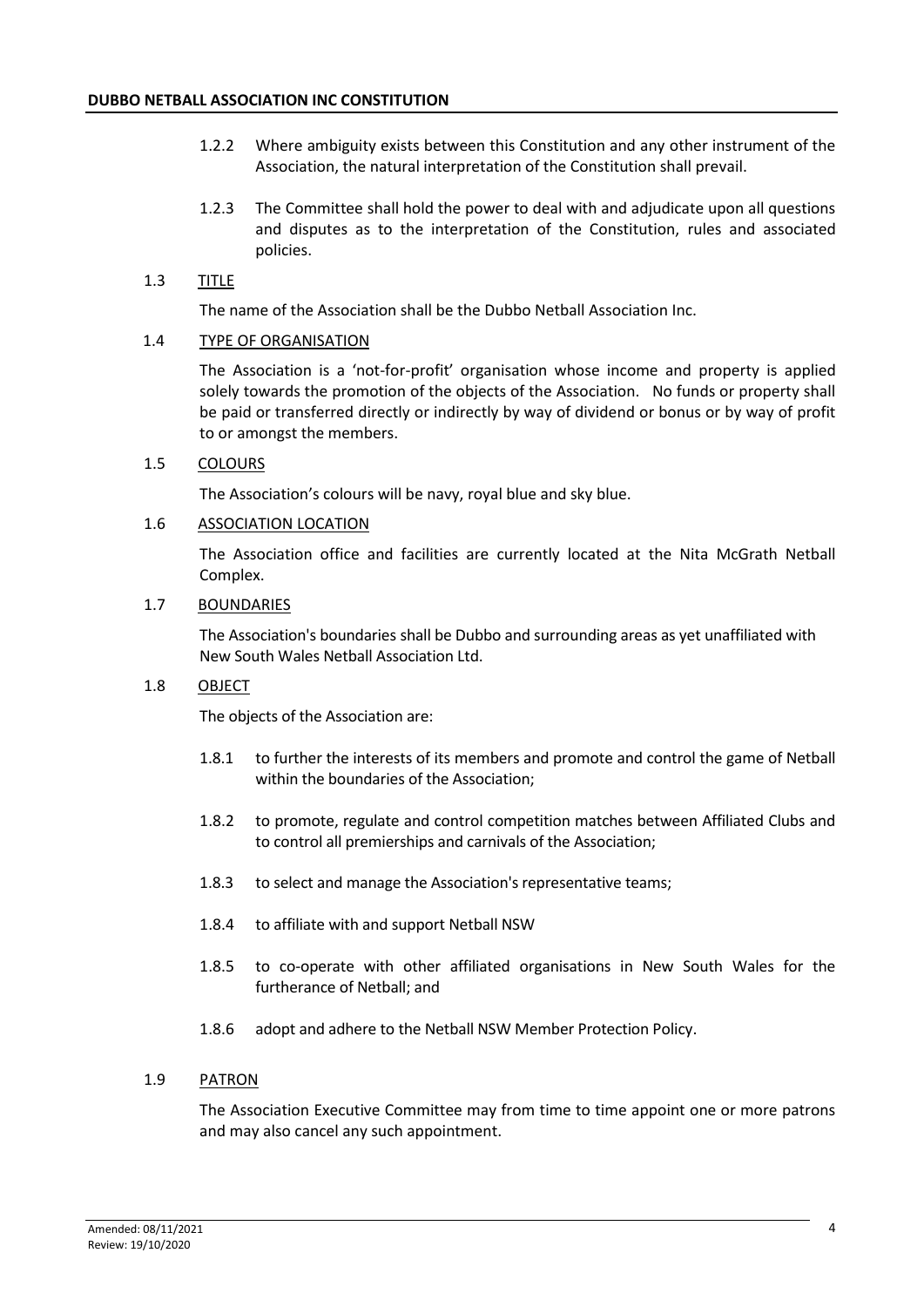1.2.2 Where ambiguity exists between this Constitution and any other instrument of the Association, the natural interpretation of the Constitution shall prevail.

1.2.3 The Committee shall hold the power to deal with and adjudicate upon all questions and disputes as to the interpretation of the Constitution, rules and associated policies.

### 1.3 TITLE

The name of the Association shall be the Dubbo Netball Association Inc.

### 1.4 TYPE OF ORGANISATION

The Association is a 'not-for-profit' organisation whose income and property is applied solely towards the promotion of the objects of the Association. No funds or property shall be paid or transferred directly or indirectly by way of dividend or bonus or by way of profit to or amongst the members.

### 1.5 COLOURS

The Association's colours will be navy, royal blue and sky blue.

### 1.6 ASSOCIATION LOCATION

The Association office and facilities are currently located at the Nita McGrath Netball Complex.

### 1.7 BOUNDARIES

The Association's boundaries shall be Dubbo and surrounding areas as yet unaffiliated with New South Wales Netball Association Ltd.

### 1.8 OBJECT

The objects of the Association are:

1.8.1 to further the interests of its members and promote and control the game of Netball within the boundaries of the Association;

1.8.2 to promote, regulate and control competition matches between Affiliated Clubs and to control all premierships and carnivals of the Association;

1.8.3 to select and manage the Association's representative teams;

1.8.4 to affiliate with and support Netball NSW

1.8.5 to co-operate with other affiliated organisations in New South Wales for the furtherance of Netball; and

1.8.6 adopt and adhere to the Netball NSW Member Protection Policy.

### 1.9 PATRON

The Association Executive Committee may from time to time appoint one or more patrons and may also cancel any such appointment.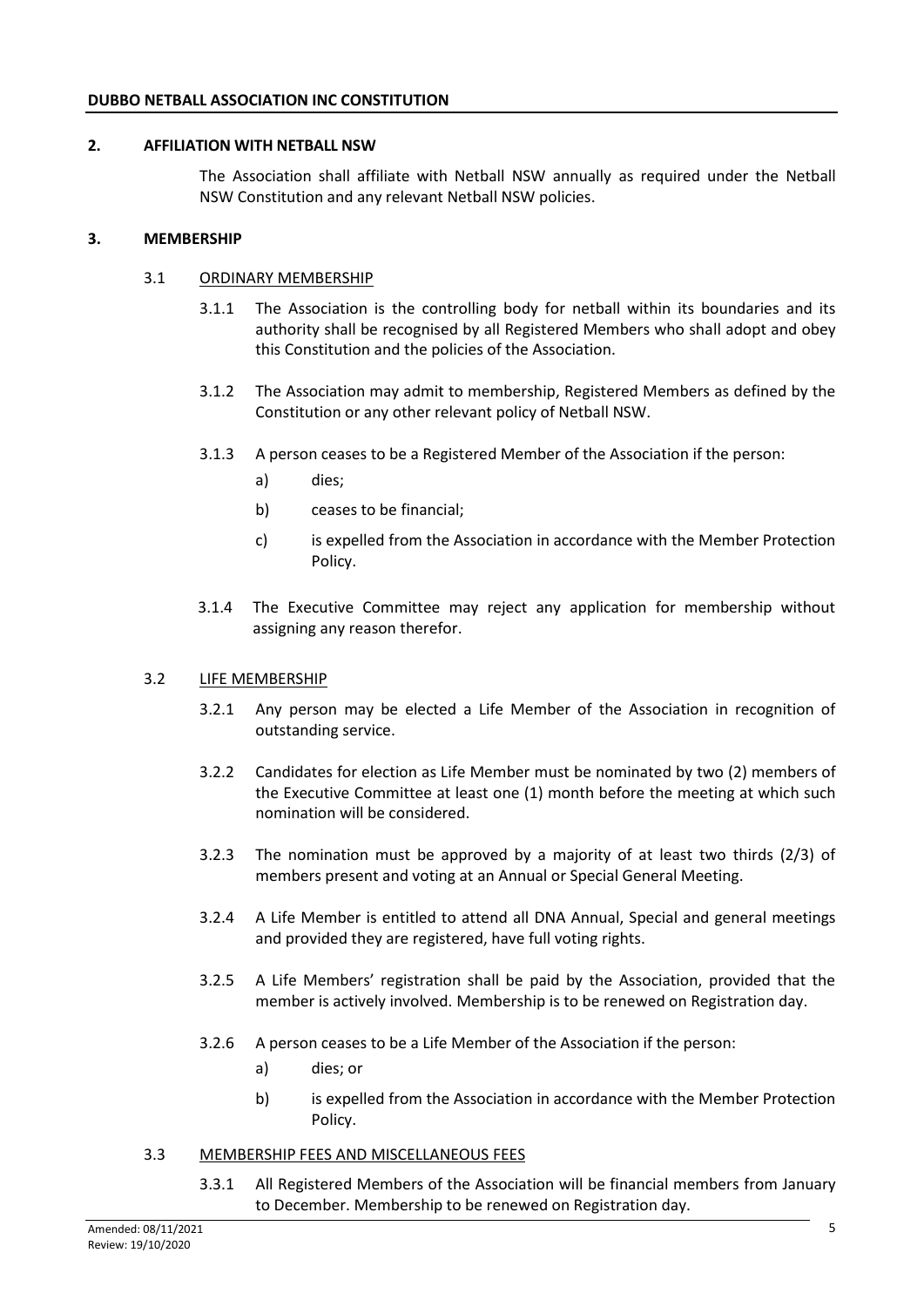## 2. AFFILIATION WITH NETBALL NSW

The Association shall affiliate with Netball NSW annually as required under the Netball NSW Constitution and any relevant Netball NSW policies.

## 3. MEMBERSHIP

### 3.1 ORDINARY MEMBERSHIP

3.1.1 The Association is the controlling body for netball within its boundaries and its authority shall be recognised by all Registered Members who shall adopt and obey this Constitution and the policies of the Association.

3.1.2 The Association may admit to membership, Registered Members as defined by the Constitution or any other relevant policy of Netball NSW.

3.1.3 A person ceases to be a Registered Member of the Association if the person:

a) dies;

b) ceases to be financial;

c) is expelled from the Association in accordance with the Member Protection Policy.

3.1.4 The Executive Committee may reject any application for membership without assigning any reason therefor.

### 3.2 LIFE MEMBERSHIP

3.2.1 Any person may be elected a Life Member of the Association in recognition of outstanding service.

3.2.2 Candidates for election as Life Member must be nominated by two (2) members of the Executive Committee at least one (1) month before the meeting at which such nomination will be considered.

3.2.3 The nomination must be approved by a majority of at least two thirds (2/3) of members present and voting at an Annual or Special General Meeting.

3.2.4 A Life Member is entitled to attend all DNA Annual, Special and general meetings and provided they are registered, have full voting rights.

3.2.5 A Life Members' registration shall be paid by the Association, provided that the member is actively involved. Membership is to be renewed on Registration day.

3.2.6 A person ceases to be a Life Member of the Association if the person:

a) dies; or

b) is expelled from the Association in accordance with the Member Protection Policy.

### 3.3 MEMBERSHIP FEES AND MISCELLANEOUS FEES

3.3.1 All Registered Members of the Association will be financial members from January to December. Membership to be renewed on Registration day.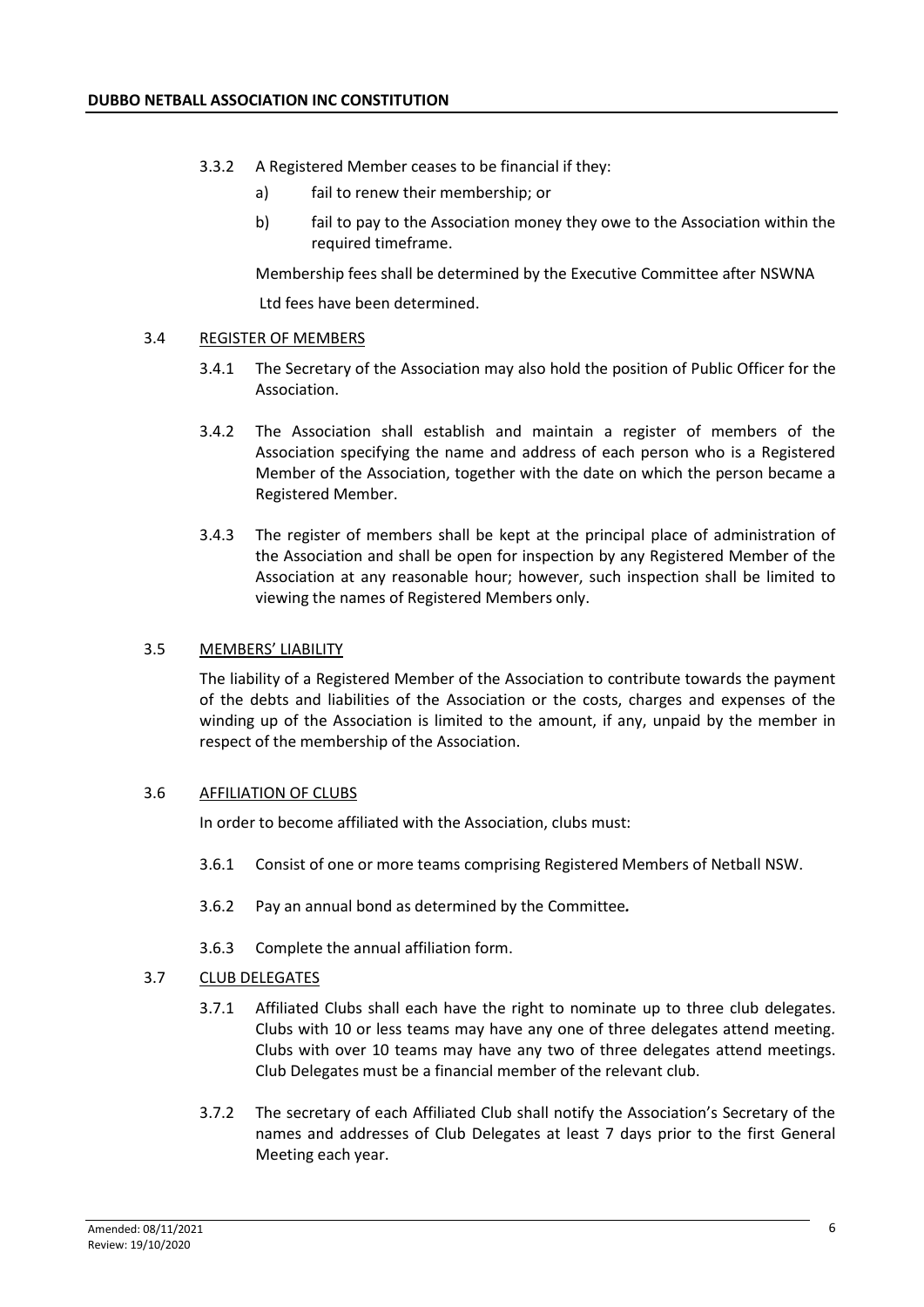3.3.2 A Registered Member ceases to be financial if they:

a) fail to renew their membership; or

b) fail to pay to the Association money they owe to the Association within the required timeframe.

Membership fees shall be determined by the Executive Committee after NSWNA Ltd fees have been determined.

3.4 REGISTER OF MEMBERS

3.4.1 The Secretary of the Association may also hold the position of Public Officer for the Association.

3.4.2 The Association shall establish and maintain a register of members of the Association specifying the name and address of each person who is a Registered Member of the Association, together with the date on which the person became a Registered Member.

3.4.3 The register of members shall be kept at the principal place of administration of the Association and shall be open for inspection by any Registered Member of the Association at any reasonable hour; however, such inspection shall be limited to viewing the names of Registered Members only.

3.5 MEMBERS' LIABILITY

The liability of a Registered Member of the Association to contribute towards the payment of the debts and liabilities of the Association or the costs, charges and expenses of the winding up of the Association is limited to the amount, if any, unpaid by the member in respect of the membership of the Association.

3.6 AFFILIATION OF CLUBS

In order to become affiliated with the Association, clubs must:

3.6.1 Consist of one or more teams comprising Registered Members of Netball NSW.

3.6.2 Pay an annual bond as determined by the Committee**.**

3.6.3 Complete the annual affiliation form.

3.7 CLUB DELEGATES

3.7.1 Affiliated Clubs shall each have the right to nominate up to three club delegates. Clubs with 10 or less teams may have any one of three delegates attend meeting. Clubs with over 10 teams may have any two of three delegates attend meetings. Club Delegates must be a financial member of the relevant club.

3.7.2 The secretary of each Affiliated Club shall notify the Association's Secretary of the names and addresses of Club Delegates at least 7 days prior to the first General Meeting each year.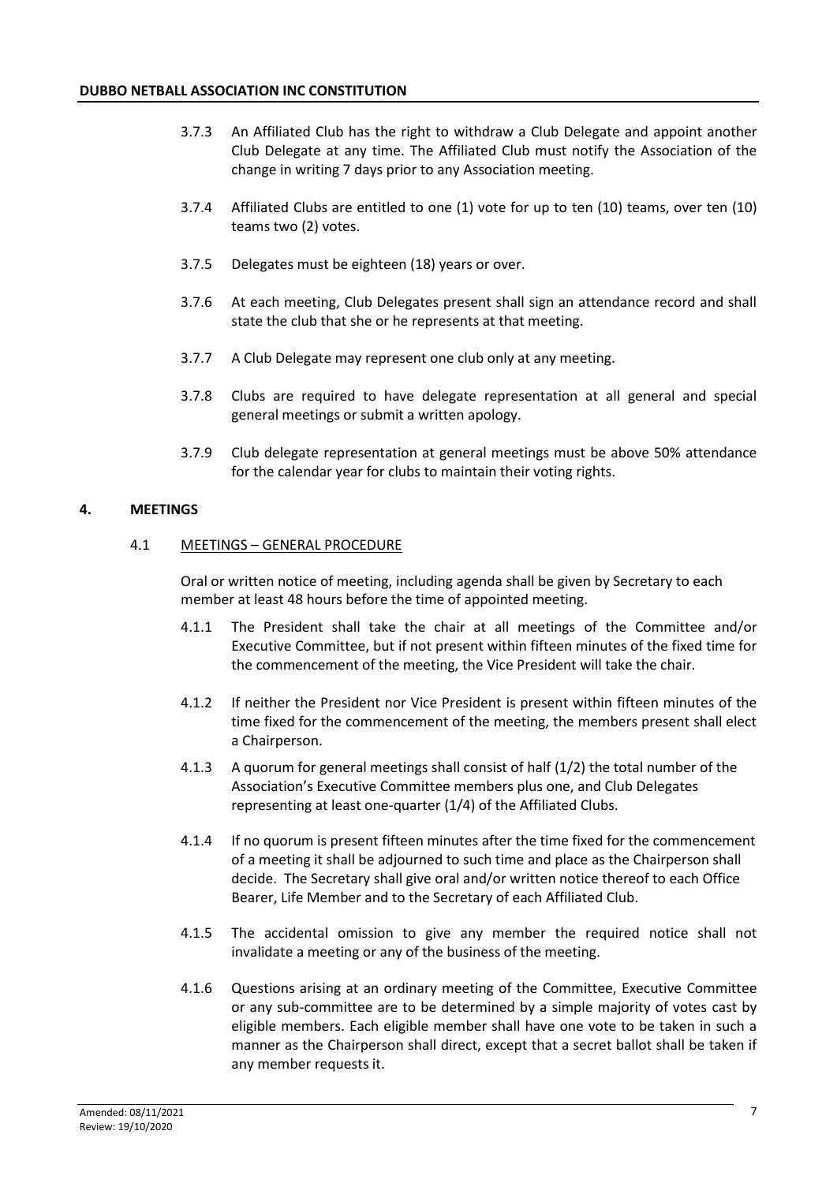3.7.3 An Affiliated Club has the right to withdraw a Club Delegate and appoint another Club Delegate at any time. The Affiliated Club must notify the Association of the change in writing 7 days prior to any Association meeting.

3.7.4 Affiliated Clubs are entitled to one (1) vote for up to ten (10) teams, over ten (10) teams two (2) votes.

3.7.5 Delegates must be eighteen (18) years or over.

3.7.6 At each meeting, Club Delegates present shall sign an attendance record and shall state the club that she or he represents at that meeting.

3.7.7 A Club Delegate may represent one club only at any meeting.

3.7.8 Clubs are required to have delegate representation at all general and special general meetings or submit a written apology.

3.7.9 Club delegate representation at general meetings must be above 50% attendance for the calendar year for clubs to maintain their voting rights.

## 4. MEETINGS

### 4.1 MEETINGS – GENERAL PROCEDURE

Oral or written notice of meeting, including agenda shall be given by Secretary to each member at least 48 hours before the time of appointed meeting.

4.1.1 The President shall take the chair at all meetings of the Committee and/or Executive Committee, but if not present within fifteen minutes of the fixed time for the commencement of the meeting, the Vice President will take the chair.

4.1.2 If neither the President nor Vice President is present within fifteen minutes of the time fixed for the commencement of the meeting, the members present shall elect a Chairperson.

4.1.3 A quorum for general meetings shall consist of half (1/2) the total number of the Association's Executive Committee members plus one, and Club Delegates representing at least one-quarter (1/4) of the Affiliated Clubs.

4.1.4 If no quorum is present fifteen minutes after the time fixed for the commencement of a meeting it shall be adjourned to such time and place as the Chairperson shall decide. The Secretary shall give oral and/or written notice thereof to each Office Bearer, Life Member and to the Secretary of each Affiliated Club.

4.1.5 The accidental omission to give any member the required notice shall not invalidate a meeting or any of the business of the meeting.

4.1.6 Questions arising at an ordinary meeting of the Committee, Executive Committee or any sub-committee are to be determined by a simple majority of votes cast by eligible members. Each eligible member shall have one vote to be taken in such a manner as the Chairperson shall direct, except that a secret ballot shall be taken if any member requests it.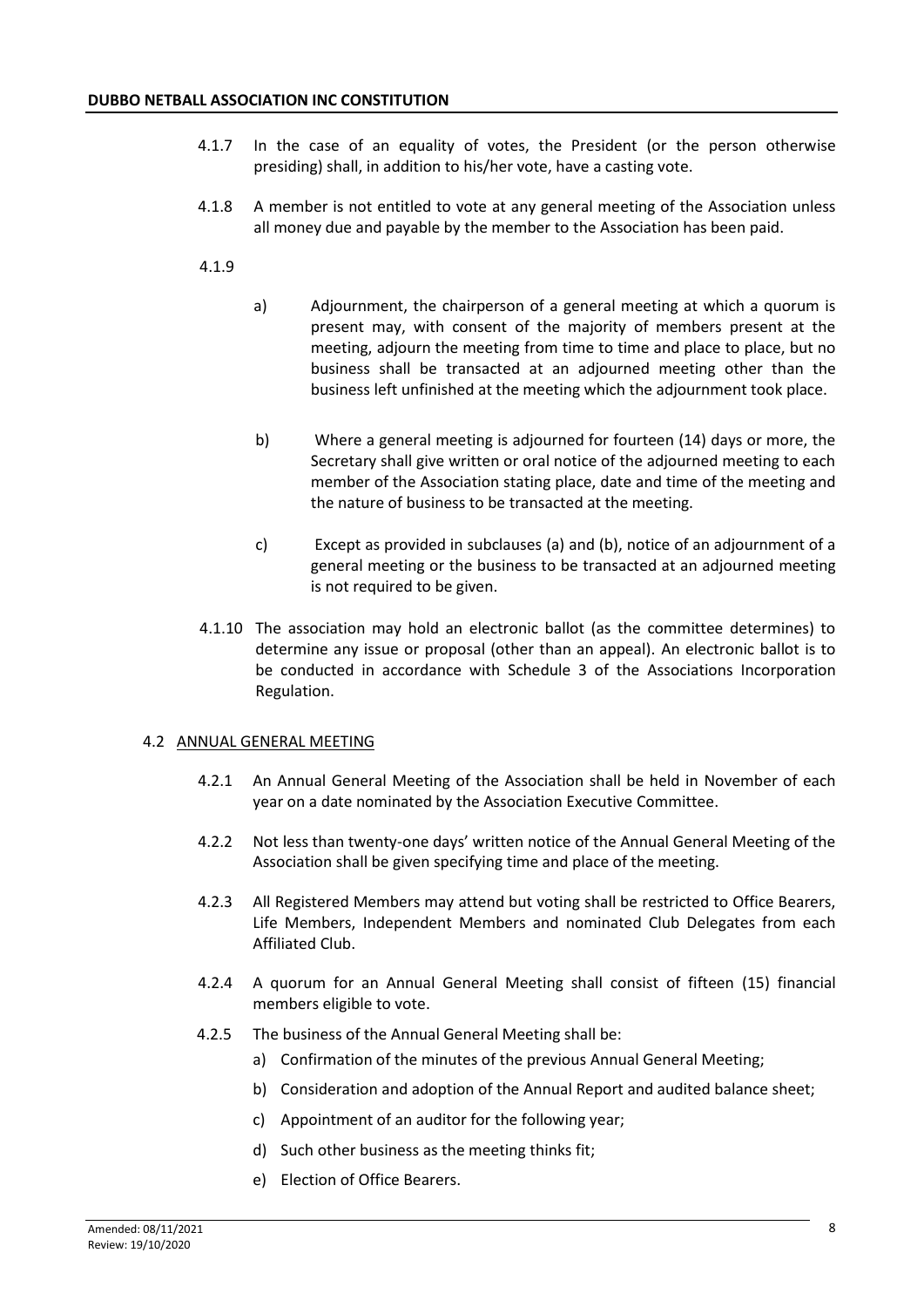4.1.7 In the case of an equality of votes, the President (or the person otherwise presiding) shall, in addition to his/her vote, have a casting vote.

4.1.8 A member is not entitled to vote at any general meeting of the Association unless all money due and payable by the member to the Association has been paid.

4.1.9

a) Adjournment, the chairperson of a general meeting at which a quorum is present may, with consent of the majority of members present at the meeting, adjourn the meeting from time to time and place to place, but no business shall be transacted at an adjourned meeting other than the business left unfinished at the meeting which the adjournment took place.

b) Where a general meeting is adjourned for fourteen (14) days or more, the Secretary shall give written or oral notice of the adjourned meeting to each member of the Association stating place, date and time of the meeting and the nature of business to be transacted at the meeting.

c) Except as provided in subclauses (a) and (b), notice of an adjournment of a general meeting or the business to be transacted at an adjourned meeting is not required to be given.

4.1.10 The association may hold an electronic ballot (as the committee determines) to determine any issue or proposal (other than an appeal). An electronic ballot is to be conducted in accordance with Schedule 3 of the Associations Incorporation Regulation.

## 4.2 ANNUAL GENERAL MEETING

4.2.1 An Annual General Meeting of the Association shall be held in November of each year on a date nominated by the Association Executive Committee.

4.2.2 Not less than twenty-one days' written notice of the Annual General Meeting of the Association shall be given specifying time and place of the meeting.

4.2.3 All Registered Members may attend but voting shall be restricted to Office Bearers, Life Members, Independent Members and nominated Club Delegates from each Affiliated Club.

4.2.4 A quorum for an Annual General Meeting shall consist of fifteen (15) financial members eligible to vote.

4.2.5 The business of the Annual General Meeting shall be:

a) Confirmation of the minutes of the previous Annual General Meeting;

b) Consideration and adoption of the Annual Report and audited balance sheet;

c) Appointment of an auditor for the following year;

d) Such other business as the meeting thinks fit;

e) Election of Office Bearers.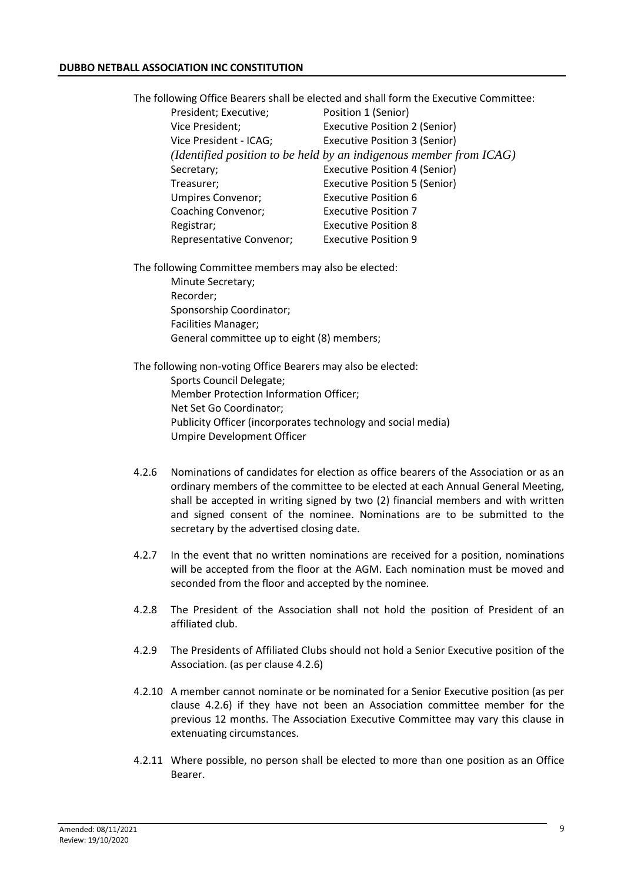The following Office Bearers shall be elected and shall form the Executive Committee:

| | |
|---|---|
| President; Executive; | Position 1 (Senior) |
| Vice President; | Executive Position 2 (Senior) |
| Vice President - ICAG; | Executive Position 3 (Senior) |

*(Identified position to be held by an indigenous member from ICAG)*

| | |
|---|---|
| Secretary; | Executive Position 4 (Senior) |
| Treasurer; | Executive Position 5 (Senior) |
| Umpires Convenor; | Executive Position 6 |
| Coaching Convenor; | Executive Position 7 |
| Registrar; | Executive Position 8 |
| Representative Convenor; | Executive Position 9 |

The following Committee members may also be elected:

- Minute Secretary;
- Recorder;
- Sponsorship Coordinator;
- Facilities Manager;
- General committee up to eight (8) members;

The following non-voting Office Bearers may also be elected:

- Sports Council Delegate;
- Member Protection Information Officer;
- Net Set Go Coordinator;
- Publicity Officer (incorporates technology and social media)
- Umpire Development Officer

4.2.6 Nominations of candidates for election as office bearers of the Association or as an ordinary members of the committee to be elected at each Annual General Meeting, shall be accepted in writing signed by two (2) financial members and with written and signed consent of the nominee. Nominations are to be submitted to the secretary by the advertised closing date.

4.2.7 In the event that no written nominations are received for a position, nominations will be accepted from the floor at the AGM. Each nomination must be moved and seconded from the floor and accepted by the nominee.

4.2.8 The President of the Association shall not hold the position of President of an affiliated club.

4.2.9 The Presidents of Affiliated Clubs should not hold a Senior Executive position of the Association. (as per clause 4.2.6)

4.2.10 A member cannot nominate or be nominated for a Senior Executive position (as per clause 4.2.6) if they have not been an Association committee member for the previous 12 months. The Association Executive Committee may vary this clause in extenuating circumstances.

4.2.11 Where possible, no person shall be elected to more than one position as an Office Bearer.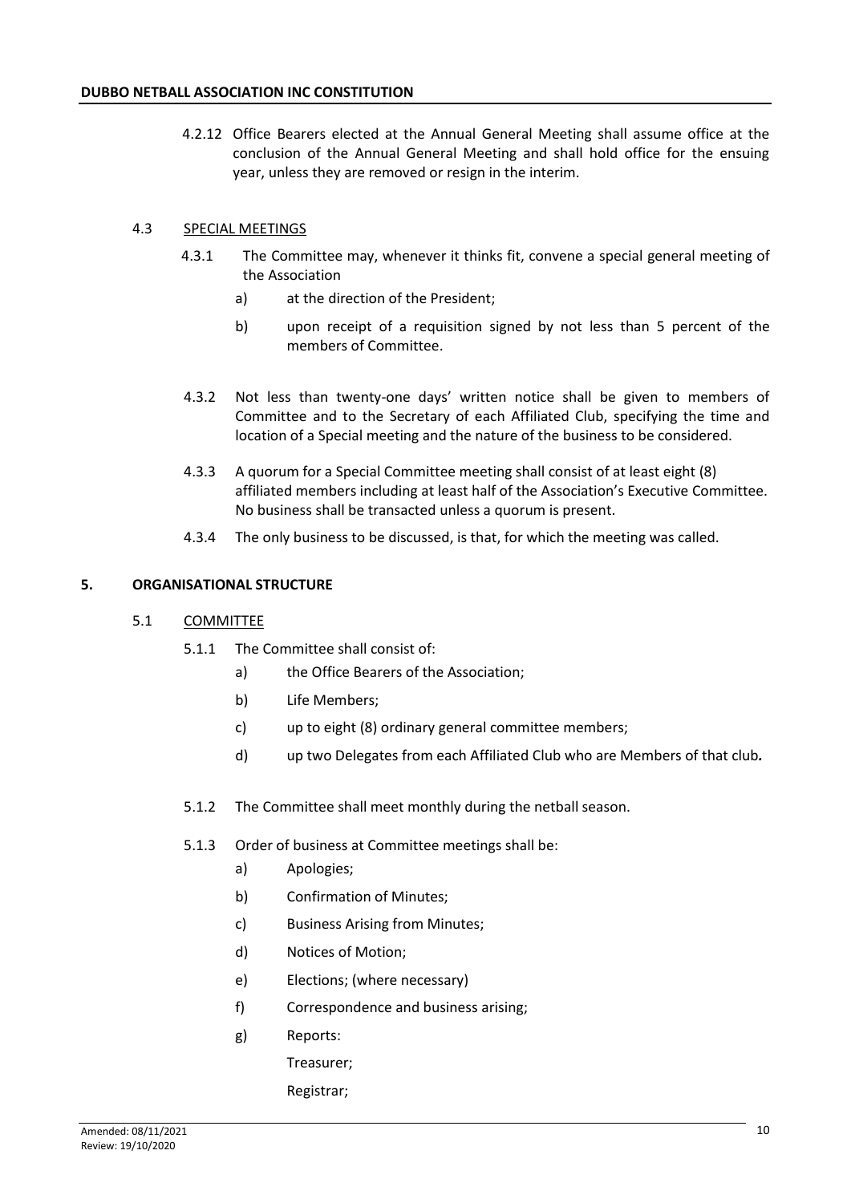4.2.12 Office Bearers elected at the Annual General Meeting shall assume office at the conclusion of the Annual General Meeting and shall hold office for the ensuing year, unless they are removed or resign in the interim.

### 4.3 SPECIAL MEETINGS

4.3.1 The Committee may, whenever it thinks fit, convene a special general meeting of the Association

a) at the direction of the President;

b) upon receipt of a requisition signed by not less than 5 percent of the members of Committee.

4.3.2 Not less than twenty-one days' written notice shall be given to members of Committee and to the Secretary of each Affiliated Club, specifying the time and location of a Special meeting and the nature of the business to be considered.

4.3.3 A quorum for a Special Committee meeting shall consist of at least eight (8) affiliated members including at least half of the Association's Executive Committee. No business shall be transacted unless a quorum is present.

4.3.4 The only business to be discussed, is that, for which the meeting was called.

## 5. ORGANISATIONAL STRUCTURE

### 5.1 COMMITTEE

5.1.1 The Committee shall consist of:

a) the Office Bearers of the Association;

b) Life Members;

c) up to eight (8) ordinary general committee members;

d) up two Delegates from each Affiliated Club who are Members of that club**.**

5.1.2 The Committee shall meet monthly during the netball season.

5.1.3 Order of business at Committee meetings shall be:

a) Apologies;

b) Confirmation of Minutes;

c) Business Arising from Minutes;

d) Notices of Motion;

e) Elections; (where necessary)

f) Correspondence and business arising;

g) Reports:

Treasurer;

Registrar;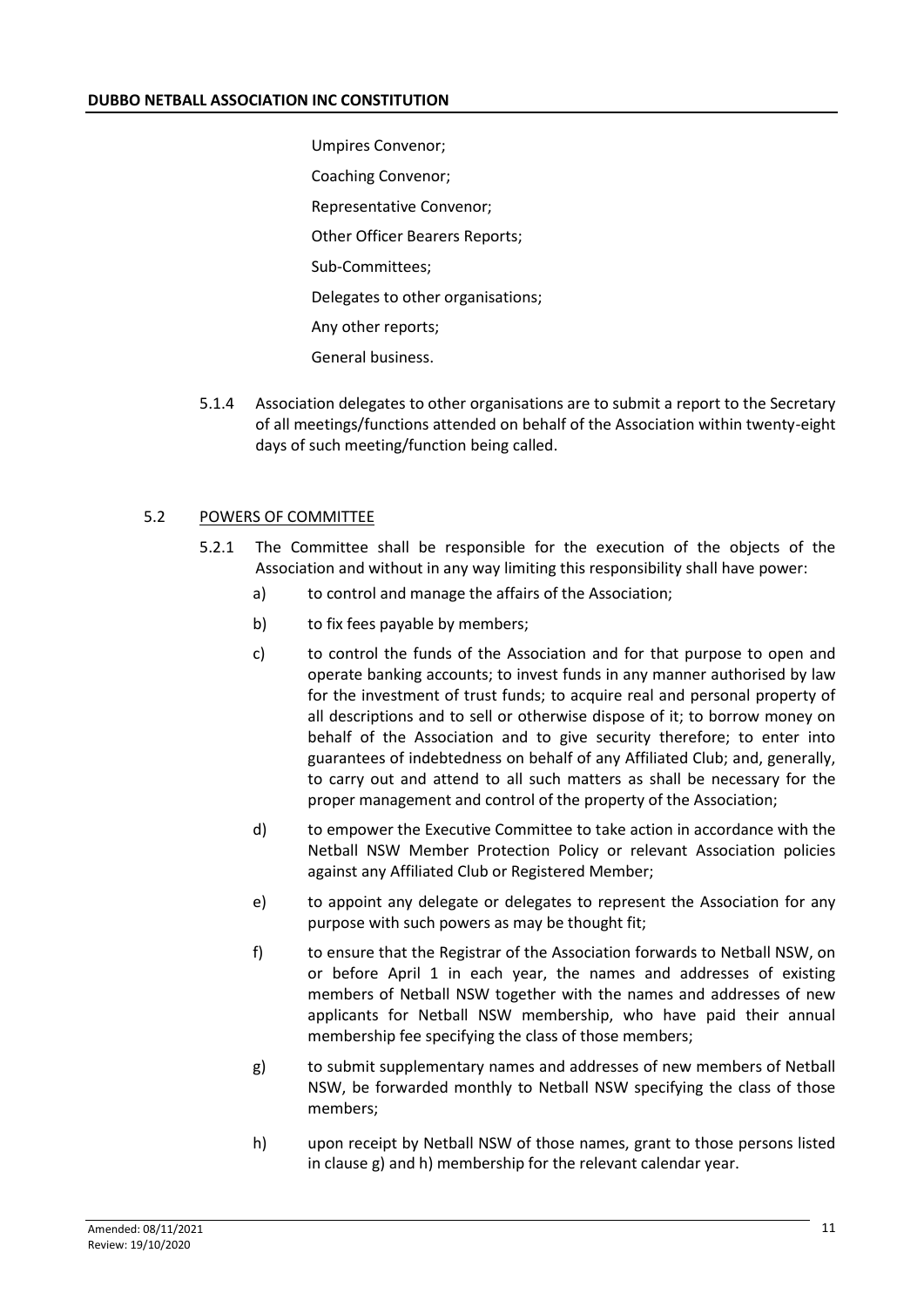Umpires Convenor;

Coaching Convenor;

Representative Convenor;

Other Officer Bearers Reports;

Sub-Committees;

Delegates to other organisations;

Any other reports;

General business.

5.1.4 Association delegates to other organisations are to submit a report to the Secretary of all meetings/functions attended on behalf of the Association within twenty-eight days of such meeting/function being called.

## 5.2 POWERS OF COMMITTEE

5.2.1 The Committee shall be responsible for the execution of the objects of the Association and without in any way limiting this responsibility shall have power:

a) to control and manage the affairs of the Association;

b) to fix fees payable by members;

c) to control the funds of the Association and for that purpose to open and operate banking accounts; to invest funds in any manner authorised by law for the investment of trust funds; to acquire real and personal property of all descriptions and to sell or otherwise dispose of it; to borrow money on behalf of the Association and to give security therefore; to enter into guarantees of indebtedness on behalf of any Affiliated Club; and, generally, to carry out and attend to all such matters as shall be necessary for the proper management and control of the property of the Association;

d) to empower the Executive Committee to take action in accordance with the Netball NSW Member Protection Policy or relevant Association policies against any Affiliated Club or Registered Member;

e) to appoint any delegate or delegates to represent the Association for any purpose with such powers as may be thought fit;

f) to ensure that the Registrar of the Association forwards to Netball NSW, on or before April 1 in each year, the names and addresses of existing members of Netball NSW together with the names and addresses of new applicants for Netball NSW membership, who have paid their annual membership fee specifying the class of those members;

g) to submit supplementary names and addresses of new members of Netball NSW, be forwarded monthly to Netball NSW specifying the class of those members;

h) upon receipt by Netball NSW of those names, grant to those persons listed in clause g) and h) membership for the relevant calendar year.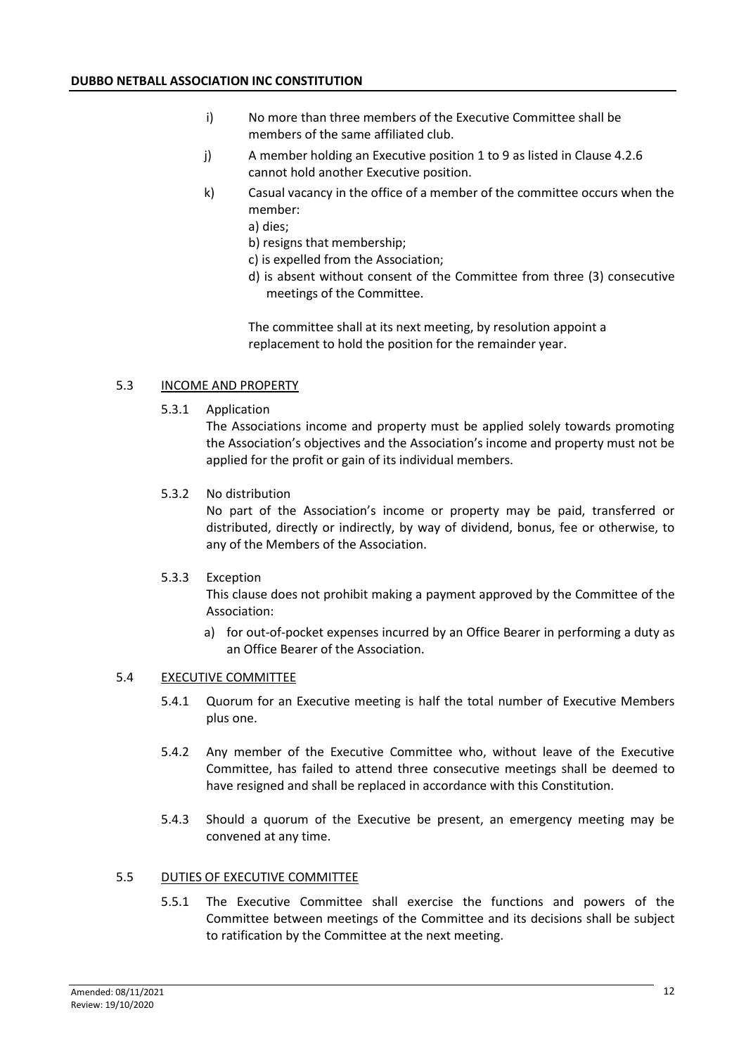i) No more than three members of the Executive Committee shall be members of the same affiliated club.

j) A member holding an Executive position 1 to 9 as listed in Clause 4.2.6 cannot hold another Executive position.

k) Casual vacancy in the office of a member of the committee occurs when the member:
   a) dies;
   b) resigns that membership;
   c) is expelled from the Association;
   d) is absent without consent of the Committee from three (3) consecutive meetings of the Committee.

   The committee shall at its next meeting, by resolution appoint a replacement to hold the position for the remainder year.

## 5.3 INCOME AND PROPERTY

5.3.1 Application

The Associations income and property must be applied solely towards promoting the Association's objectives and the Association's income and property must not be applied for the profit or gain of its individual members.

5.3.2 No distribution

No part of the Association's income or property may be paid, transferred or distributed, directly or indirectly, by way of dividend, bonus, fee or otherwise, to any of the Members of the Association.

5.3.3 Exception

This clause does not prohibit making a payment approved by the Committee of the Association:

a) for out-of-pocket expenses incurred by an Office Bearer in performing a duty as an Office Bearer of the Association.

## 5.4 EXECUTIVE COMMITTEE

5.4.1 Quorum for an Executive meeting is half the total number of Executive Members plus one.

5.4.2 Any member of the Executive Committee who, without leave of the Executive Committee, has failed to attend three consecutive meetings shall be deemed to have resigned and shall be replaced in accordance with this Constitution.

5.4.3 Should a quorum of the Executive be present, an emergency meeting may be convened at any time.

## 5.5 DUTIES OF EXECUTIVE COMMITTEE

5.5.1 The Executive Committee shall exercise the functions and powers of the Committee between meetings of the Committee and its decisions shall be subject to ratification by the Committee at the next meeting.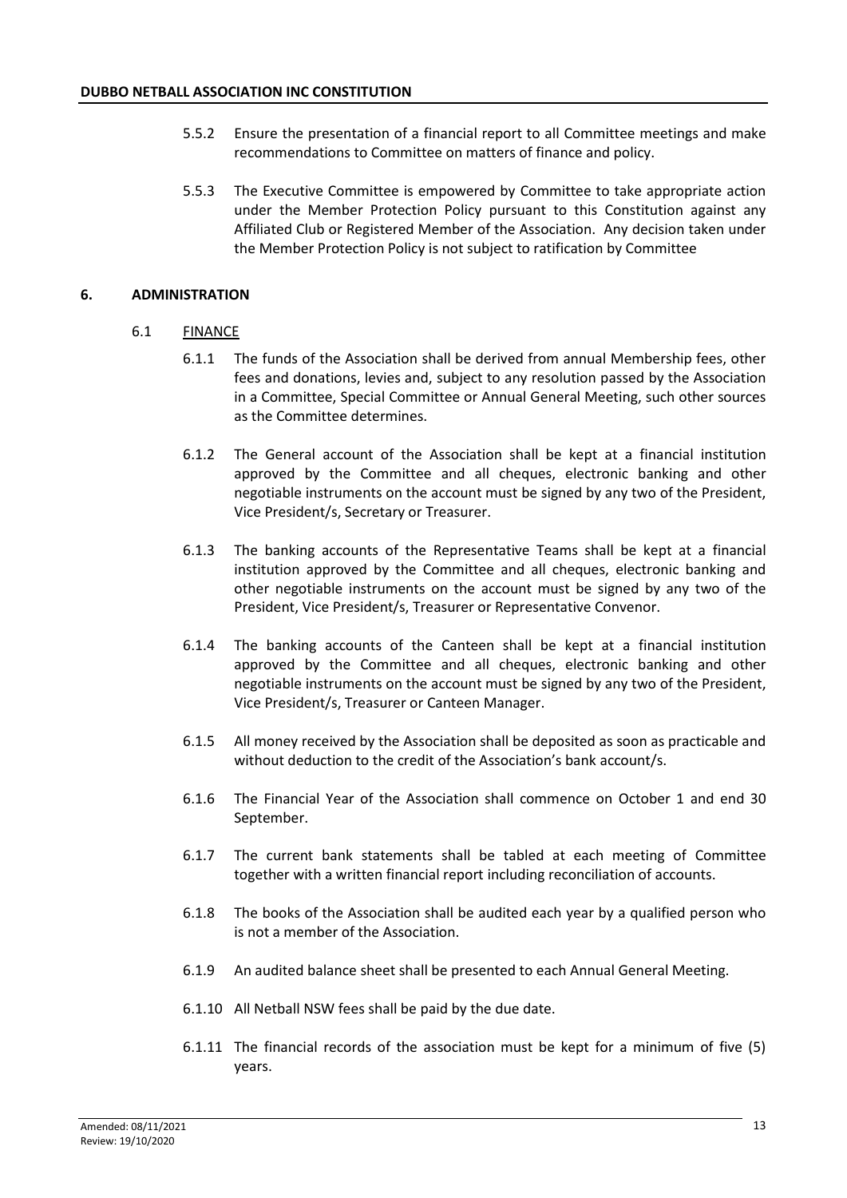5.5.2 Ensure the presentation of a financial report to all Committee meetings and make recommendations to Committee on matters of finance and policy.

5.5.3 The Executive Committee is empowered by Committee to take appropriate action under the Member Protection Policy pursuant to this Constitution against any Affiliated Club or Registered Member of the Association. Any decision taken under the Member Protection Policy is not subject to ratification by Committee

## 6. ADMINISTRATION

### 6.1 FINANCE

6.1.1 The funds of the Association shall be derived from annual Membership fees, other fees and donations, levies and, subject to any resolution passed by the Association in a Committee, Special Committee or Annual General Meeting, such other sources as the Committee determines.

6.1.2 The General account of the Association shall be kept at a financial institution approved by the Committee and all cheques, electronic banking and other negotiable instruments on the account must be signed by any two of the President, Vice President/s, Secretary or Treasurer.

6.1.3 The banking accounts of the Representative Teams shall be kept at a financial institution approved by the Committee and all cheques, electronic banking and other negotiable instruments on the account must be signed by any two of the President, Vice President/s, Treasurer or Representative Convenor.

6.1.4 The banking accounts of the Canteen shall be kept at a financial institution approved by the Committee and all cheques, electronic banking and other negotiable instruments on the account must be signed by any two of the President, Vice President/s, Treasurer or Canteen Manager.

6.1.5 All money received by the Association shall be deposited as soon as practicable and without deduction to the credit of the Association's bank account/s.

6.1.6 The Financial Year of the Association shall commence on October 1 and end 30 September.

6.1.7 The current bank statements shall be tabled at each meeting of Committee together with a written financial report including reconciliation of accounts.

6.1.8 The books of the Association shall be audited each year by a qualified person who is not a member of the Association.

6.1.9 An audited balance sheet shall be presented to each Annual General Meeting.

6.1.10 All Netball NSW fees shall be paid by the due date.

6.1.11 The financial records of the association must be kept for a minimum of five (5) years.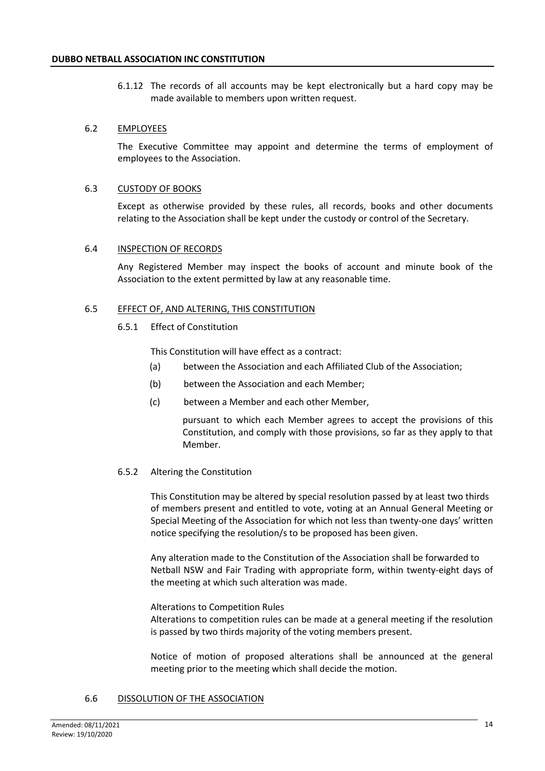6.1.12 The records of all accounts may be kept electronically but a hard copy may be made available to members upon written request.

### 6.2 EMPLOYEES

The Executive Committee may appoint and determine the terms of employment of employees to the Association.

### 6.3 CUSTODY OF BOOKS

Except as otherwise provided by these rules, all records, books and other documents relating to the Association shall be kept under the custody or control of the Secretary.

### 6.4 INSPECTION OF RECORDS

Any Registered Member may inspect the books of account and minute book of the Association to the extent permitted by law at any reasonable time.

### 6.5 EFFECT OF, AND ALTERING, THIS CONSTITUTION

6.5.1 Effect of Constitution

This Constitution will have effect as a contract:

(a) between the Association and each Affiliated Club of the Association;

(b) between the Association and each Member;

(c) between a Member and each other Member,

pursuant to which each Member agrees to accept the provisions of this Constitution, and comply with those provisions, so far as they apply to that Member.

6.5.2 Altering the Constitution

This Constitution may be altered by special resolution passed by at least two thirds of members present and entitled to vote, voting at an Annual General Meeting or Special Meeting of the Association for which not less than twenty-one days' written notice specifying the resolution/s to be proposed has been given.

Any alteration made to the Constitution of the Association shall be forwarded to Netball NSW and Fair Trading with appropriate form, within twenty-eight days of the meeting at which such alteration was made.

Alterations to Competition Rules
Alterations to competition rules can be made at a general meeting if the resolution is passed by two thirds majority of the voting members present.

Notice of motion of proposed alterations shall be announced at the general meeting prior to the meeting which shall decide the motion.

### 6.6 DISSOLUTION OF THE ASSOCIATION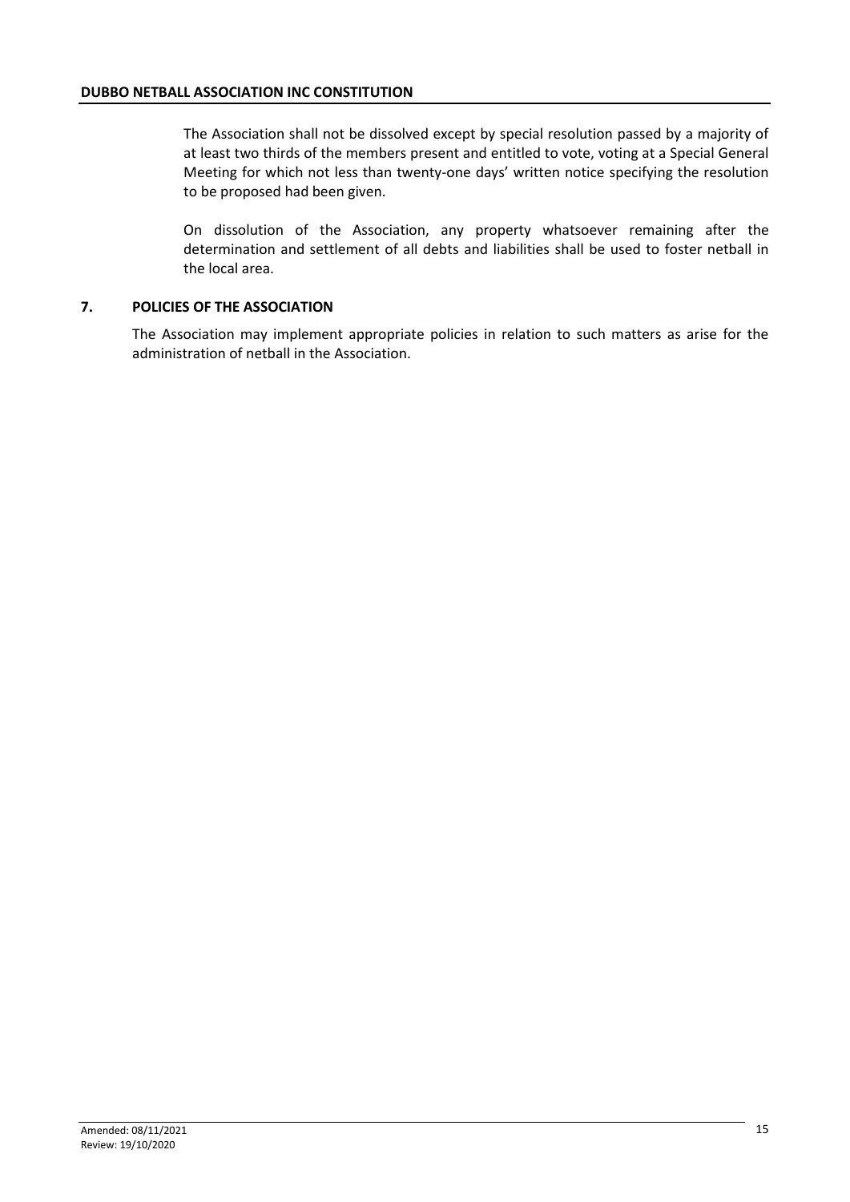The Association shall not be dissolved except by special resolution passed by a majority of at least two thirds of the members present and entitled to vote, voting at a Special General Meeting for which not less than twenty-one days' written notice specifying the resolution to be proposed had been given.

On dissolution of the Association, any property whatsoever remaining after the determination and settlement of all debts and liabilities shall be used to foster netball in the local area.

## 7. POLICIES OF THE ASSOCIATION

The Association may implement appropriate policies in relation to such matters as arise for the administration of netball in the Association.